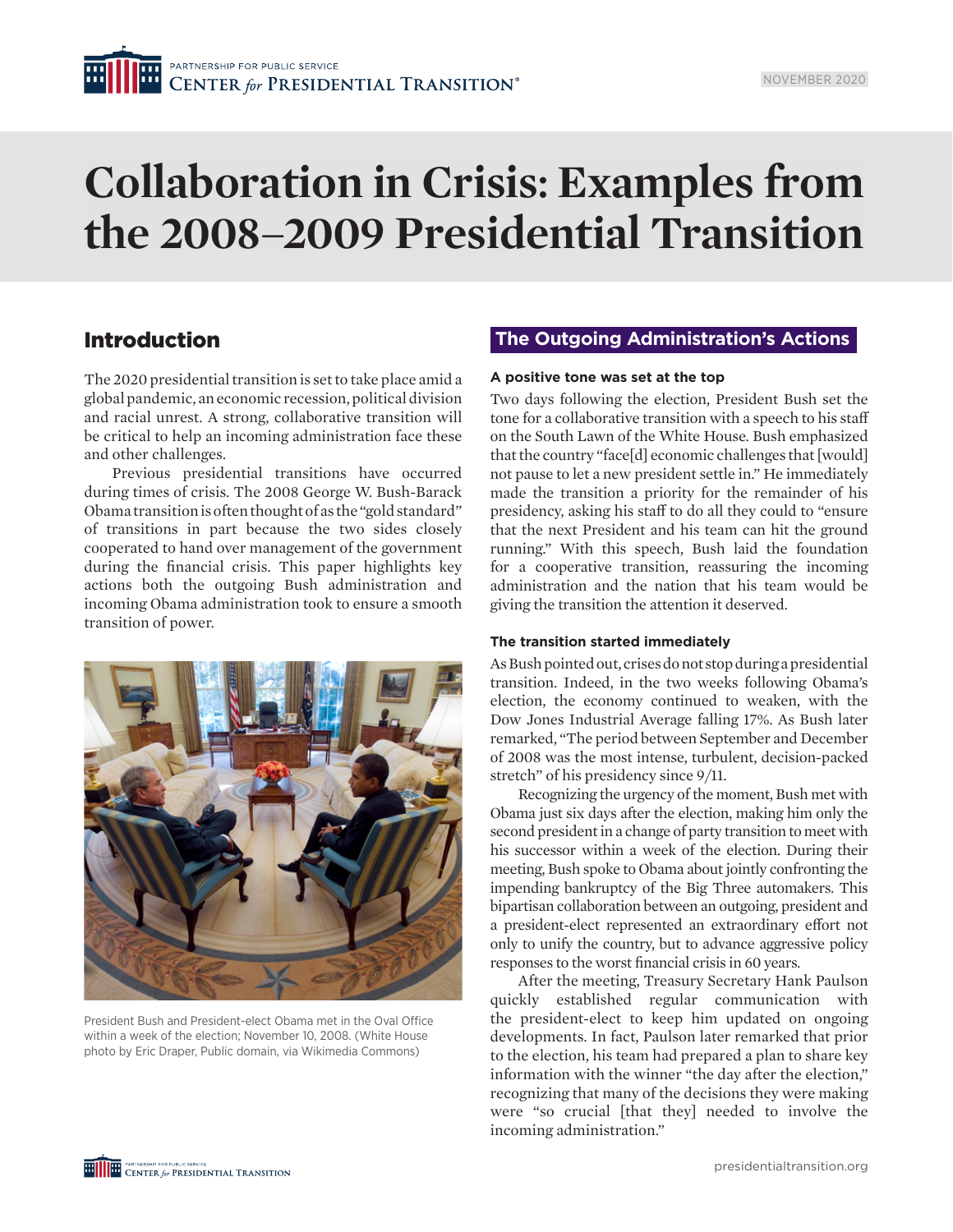NOVEMBER 2020

# Collaboration in Crisis: Examples from the 2008–2009 Presidential Transition

## Introduction

The 2020 presidential transition is set to take place amid a global pandemic, an economic recession, political division and racial unrest. A strong, collaborative transition will be critical to help an incoming administration face these and other challenges.

Previous presidential transitions have occurred during times of crisis. The 2008 George W. Bush-Barack Obama transition is often thought of as the "gold standard" of transitions in part because the two sides closely cooperated to hand over management of the government during the financial crisis. This paper highlights key actions both the outgoing Bush administration and incoming Obama administration took to ensure a smooth transition of power.

President Bush and President-elect Obama met in the Oval Office within a week of the election; November 10, 2008. (White House photo by Eric Draper, Public domain, via Wikimedia Commons)

## The Outgoing Administration's Actions

### A positive tone was set at the top

Two days following the election, President Bush set the tone for a collaborative transition with a speech to his staff on the South Lawn of the White House. Bush emphasized that the country "face[d] economic challenges that [would] not pause to let a new president settle in." He immediately made the transition a priority for the remainder of his presidency, asking his staff to do all they could to "ensure that the next President and his team can hit the ground running." With this speech, Bush laid the foundation for a cooperative transition, reassuring the incoming administration and the nation that his team would be giving the transition the attention it deserved.

### The transition started immediately

As Bush pointed out, crises do not stop during a presidential transition. Indeed, in the two weeks following Obama's election, the economy continued to weaken, with the Dow Jones Industrial Average falling 17%. As Bush later remarked, "The period between September and December of 2008 was the most intense, turbulent, decision-packed stretch" of his presidency since 9/11.

Recognizing the urgency of the moment, Bush met with Obama just six days after the election, making him only the second president in a change of party transition to meet with his successor within a week of the election. During their meeting, Bush spoke to Obama about jointly confronting the impending bankruptcy of the Big Three automakers. This bipartisan collaboration between an outgoing, president and a president-elect represented an extraordinary effort not only to unify the country, but to advance aggressive policy responses to the worst financial crisis in 60 years.

After the meeting, Treasury Secretary Hank Paulson quickly established regular communication with the president-elect to keep him updated on ongoing developments. In fact, Paulson later remarked that prior to the election, his team had prepared a plan to share key information with the winner "the day after the election," recognizing that many of the decisions they were making were "so crucial [that they] needed to involve the incoming administration."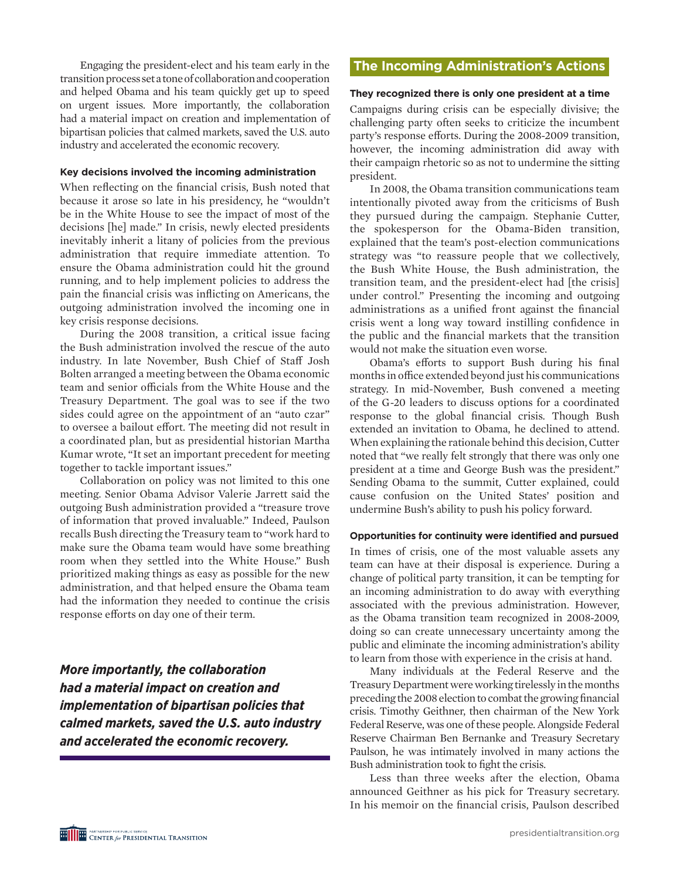Engaging the president-elect and his team early in the transition process set a tone of collaboration and cooperation and helped Obama and his team quickly get up to speed on urgent issues. More importantly, the collaboration had a material impact on creation and implementation of bipartisan policies that calmed markets, saved the U.S. auto industry and accelerated the economic recovery.

#### Key decisions involved the incoming administration

When reflecting on the financial crisis, Bush noted that because it arose so late in his presidency, he "wouldn't be in the White House to see the impact of most of the decisions [he] made." In crisis, newly elected presidents inevitably inherit a litany of policies from the previous administration that require immediate attention. To ensure the Obama administration could hit the ground running, and to help implement policies to address the pain the financial crisis was inflicting on Americans, the outgoing administration involved the incoming one in key crisis response decisions.

During the 2008 transition, a critical issue facing the Bush administration involved the rescue of the auto industry. In late November, Bush Chief of Staff Josh Bolten arranged a meeting between the Obama economic team and senior officials from the White House and the Treasury Department. The goal was to see if the two sides could agree on the appointment of an "auto czar" to oversee a bailout effort. The meeting did not result in a coordinated plan, but as presidential historian Martha Kumar wrote, "It set an important precedent for meeting together to tackle important issues."

Collaboration on policy was not limited to this one meeting. Senior Obama Advisor Valerie Jarrett said the outgoing Bush administration provided a "treasure trove of information that proved invaluable." Indeed, Paulson recalls Bush directing the Treasury team to "work hard to make sure the Obama team would have some breathing room when they settled into the White House." Bush prioritized making things as easy as possible for the new administration, and that helped ensure the Obama team had the information they needed to continue the crisis response efforts on day one of their term.

***More importantly, the collaboration had a material impact on creation and implementation of bipartisan policies that calmed markets, saved the U.S. auto industry and accelerated the economic recovery.***

## The Incoming Administration's Actions

#### They recognized there is only one president at a time

Campaigns during crisis can be especially divisive; the challenging party often seeks to criticize the incumbent party's response efforts. During the 2008-2009 transition, however, the incoming administration did away with their campaign rhetoric so as not to undermine the sitting president.

In 2008, the Obama transition communications team intentionally pivoted away from the criticisms of Bush they pursued during the campaign. Stephanie Cutter, the spokesperson for the Obama-Biden transition, explained that the team's post-election communications strategy was "to reassure people that we collectively, the Bush White House, the Bush administration, the transition team, and the president-elect had [the crisis] under control." Presenting the incoming and outgoing administrations as a unified front against the financial crisis went a long way toward instilling confidence in the public and the financial markets that the transition would not make the situation even worse.

Obama's efforts to support Bush during his final months in office extended beyond just his communications strategy. In mid-November, Bush convened a meeting of the G-20 leaders to discuss options for a coordinated response to the global financial crisis. Though Bush extended an invitation to Obama, he declined to attend. When explaining the rationale behind this decision, Cutter noted that "we really felt strongly that there was only one president at a time and George Bush was the president." Sending Obama to the summit, Cutter explained, could cause confusion on the United States' position and undermine Bush's ability to push his policy forward.

#### Opportunities for continuity were identified and pursued

In times of crisis, one of the most valuable assets any team can have at their disposal is experience. During a change of political party transition, it can be tempting for an incoming administration to do away with everything associated with the previous administration. However, as the Obama transition team recognized in 2008-2009, doing so can create unnecessary uncertainty among the public and eliminate the incoming administration's ability to learn from those with experience in the crisis at hand.

Many individuals at the Federal Reserve and the Treasury Department were working tirelessly in the months preceding the 2008 election to combat the growing financial crisis. Timothy Geithner, then chairman of the New York Federal Reserve, was one of these people. Alongside Federal Reserve Chairman Ben Bernanke and Treasury Secretary Paulson, he was intimately involved in many actions the Bush administration took to fight the crisis.

Less than three weeks after the election, Obama announced Geithner as his pick for Treasury secretary. In his memoir on the financial crisis, Paulson described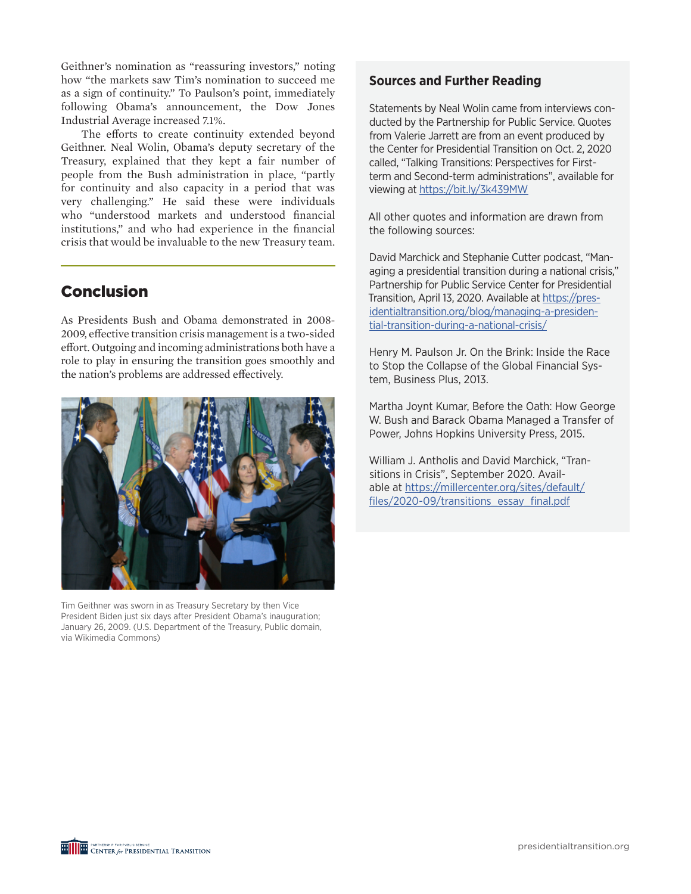Geithner's nomination as "reassuring investors," noting how "the markets saw Tim's nomination to succeed me as a sign of continuity." To Paulson's point, immediately following Obama's announcement, the Dow Jones Industrial Average increased 7.1%.

The efforts to create continuity extended beyond Geithner. Neal Wolin, Obama's deputy secretary of the Treasury, explained that they kept a fair number of people from the Bush administration in place, "partly for continuity and also capacity in a period that was very challenging." He said these were individuals who "understood markets and understood financial institutions," and who had experience in the financial crisis that would be invaluable to the new Treasury team.

## Conclusion

As Presidents Bush and Obama demonstrated in 2008-2009, effective transition crisis management is a two-sided effort. Outgoing and incoming administrations both have a role to play in ensuring the transition goes smoothly and the nation's problems are addressed effectively.

Tim Geithner was sworn in as Treasury Secretary by then Vice President Biden just six days after President Obama's inauguration; January 26, 2009. (U.S. Department of the Treasury, Public domain, via Wikimedia Commons)

### Sources and Further Reading

Statements by Neal Wolin came from interviews conducted by the Partnership for Public Service. Quotes from Valerie Jarrett are from an event produced by the Center for Presidential Transition on Oct. 2, 2020 called, "Talking Transitions: Perspectives for First-term and Second-term administrations", available for viewing at https://bit.ly/3k439MW

All other quotes and information are drawn from the following sources:

David Marchick and Stephanie Cutter podcast, "Managing a presidential transition during a national crisis," Partnership for Public Service Center for Presidential Transition, April 13, 2020. Available at https://presidentialtransition.org/blog/managing-a-presidential-transition-during-a-national-crisis/

Henry M. Paulson Jr. On the Brink: Inside the Race to Stop the Collapse of the Global Financial System, Business Plus, 2013.

Martha Joynt Kumar, Before the Oath: How George W. Bush and Barack Obama Managed a Transfer of Power, Johns Hopkins University Press, 2015.

William J. Antholis and David Marchick, "Transitions in Crisis", September 2020. Available at https://millercenter.org/sites/default/files/2020-09/transitions_essay_final.pdf